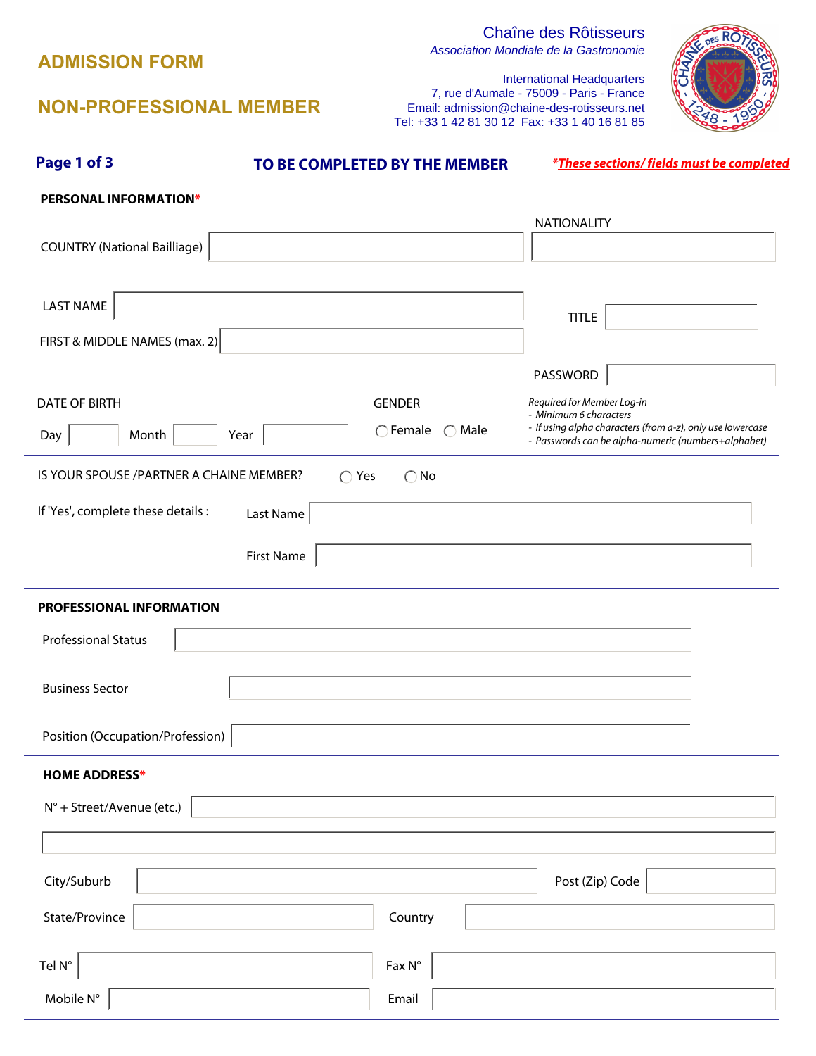# ADMISSION FORM

# NON-PROFESSIONAL MEMBER

**Chaîne des Rôtisseurs**
*Association Mondiale de la Gastronomie*

International Headquarters
7, rue d'Aumale - 75009 - Paris - France
Email: admission@chaine-des-rotisseurs.net
Tel: +33 1 42 81 30 12 Fax: +33 1 40 16 81 85

**Page 1 of 3** **TO BE COMPLETED BY THE MEMBER** ***These sections/ fields must be completed***

## PERSONAL INFORMATION*

COUNTRY (National Bailliage) ______________________ NATIONALITY ______________________

LAST NAME ______________________ TITLE ______________________

FIRST & MIDDLE NAMES (max. 2) ______________________

PASSWORD ______________________

*Required for Member Log-in*
- *Minimum 6 characters*
- *If using alpha characters (from a-z), only use lowercase*
- *Passwords can be alpha-numeric (numbers+alphabet)*

DATE OF BIRTH

Day ______ Month ______ Year ______

GENDER

○ Female ○ Male

IS YOUR SPOUSE /PARTNER A CHAINE MEMBER? ○ Yes ○ No

If 'Yes', complete these details :

Last Name ______________________

First Name ______________________

## PROFESSIONAL INFORMATION

Professional Status ______________________

Business Sector ______________________

Position (Occupation/Profession) ______________________

## HOME ADDRESS*

N° + Street/Avenue (etc.) ______________________

______________________

City/Suburb ______________________ Post (Zip) Code ______________________

State/Province ______________________ Country ______________________

Tel N° ______________________ Fax N° ______________________

Mobile N° ______________________ Email ______________________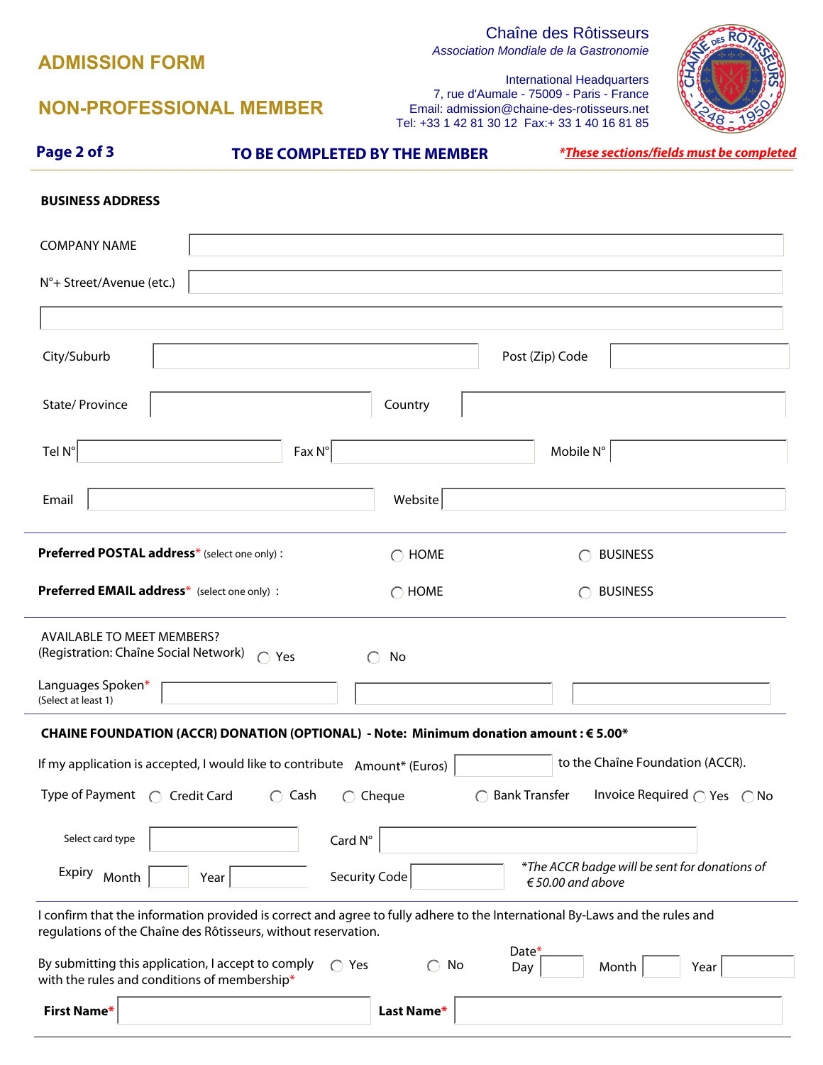# ADMISSION FORM

# NON-PROFESSIONAL MEMBER

Chaîne des Rôtisseurs
*Association Mondiale de la Gastronomie*

International Headquarters
7, rue d'Aumale - 75009 - Paris - France
Email: admission@chaine-des-rotisseurs.net
Tel: +33 1 42 81 30 12 Fax:+ 33 1 40 16 81 85

**TO BE COMPLETED BY THE MEMBER**

***These sections/fields must be completed**

**BUSINESS ADDRESS**

COMPANY NAME

N°+ Street/Avenue (etc.)

City/Suburb

Post (Zip) Code

State/ Province

Country

Tel N°

Fax N°

Mobile N°

Email

Website

**Preferred POSTAL address*** (select one only) : ◯ HOME ◯ BUSINESS

**Preferred EMAIL address*** (select one only) : ◯ HOME ◯ BUSINESS

AVAILABLE TO MEET MEMBERS?
(Registration: Chaîne Social Network) ◯ Yes ◯ No

Languages Spoken*
(Select at least 1)

**CHAINE FOUNDATION (ACCR) DONATION (OPTIONAL) - Note: Minimum donation amount : € 5.00***

If my application is accepted, I would like to contribute Amount* (Euros) ______ to the Chaîne Foundation (ACCR).

Type of Payment ◯ Credit Card ◯ Cash ◯ Cheque ◯ Bank Transfer Invoice Required ◯ Yes ◯ No

Select card type

Card N°

Expiry Month Year

Security Code

**The ACCR badge will be sent for donations of € 50.00 and above*

I confirm that the information provided is correct and agree to fully adhere to the International By-Laws and the rules and regulations of the Chaîne des Rôtisseurs, without reservation.

By submitting this application, I accept to comply with the rules and conditions of membership* ◯ Yes ◯ No

Date* Day Month Year

**First Name***

**Last Name***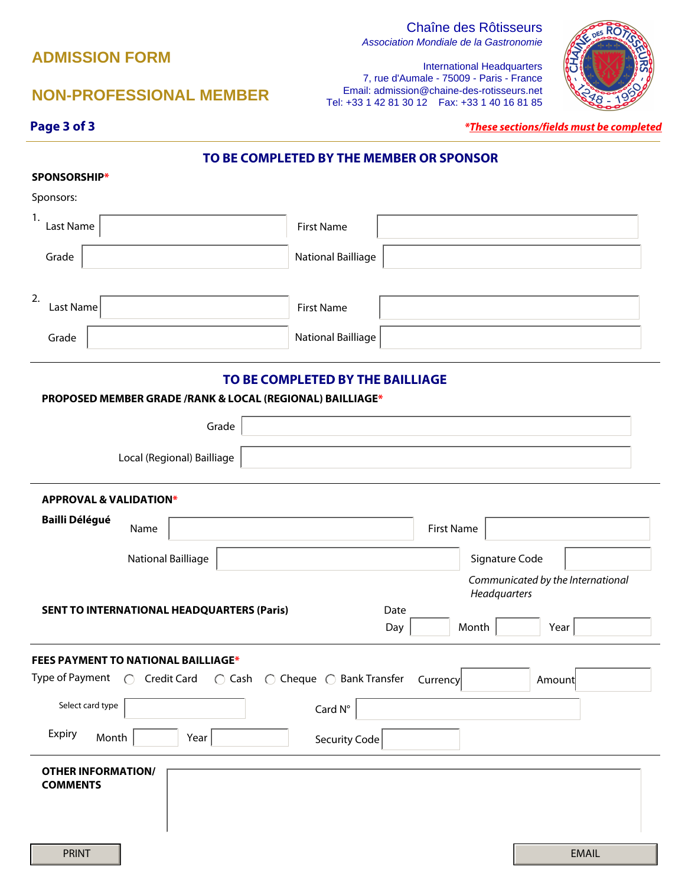# ADMISSION FORM

## NON-PROFESSIONAL MEMBER

Chaîne des Rôtisseurs
*Association Mondiale de la Gastronomie*

International Headquarters
7, rue d'Aumale - 75009 - Paris - France
Email: admission@chaine-des-rotisseurs.net
Tel: +33 1 42 81 30 12 Fax: +33 1 40 16 81 85

**Page 3 of 3**

***These sections/fields must be completed***

## TO BE COMPLETED BY THE MEMBER OR SPONSOR

**SPONSORSHIP***

Sponsors:

1. Last Name ______ First Name ______
   Grade ______ National Bailliage ______

2. Last Name ______ First Name ______
   Grade ______ National Bailliage ______

## TO BE COMPLETED BY THE BAILLIAGE

**PROPOSED MEMBER GRADE /RANK & LOCAL (REGIONAL) BAILLIAGE***

Grade ______

Local (Regional) Bailliage ______

**APPROVAL & VALIDATION***

**Bailli Délégué**

Name ______ First Name ______

National Bailliage ______ Signature Code ______

*Communicated by the International Headquarters*

**SENT TO INTERNATIONAL HEADQUARTERS (Paris)**

Date
Day ______ Month ______ Year ______

**FEES PAYMENT TO NATIONAL BAILLIAGE***

Type of Payment ○ Credit Card ○ Cash ○ Cheque ○ Bank Transfer Currency ______ Amount ______

Select card type ______ Card N° ______

Expiry Month ______ Year ______ Security Code ______

**OTHER INFORMATION/ COMMENTS** ______

PRINT EMAIL